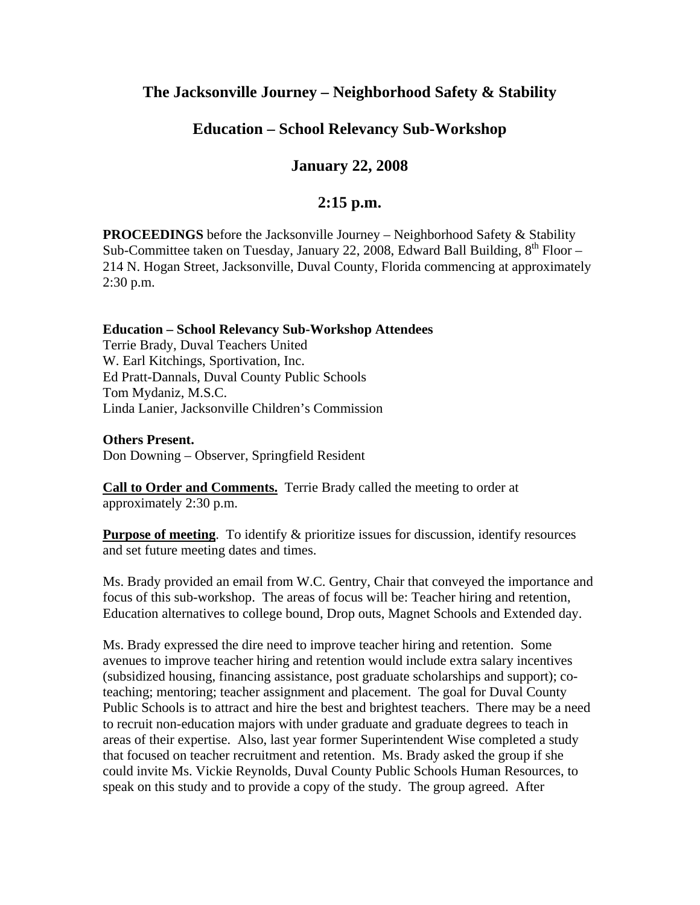# The Jacksonville Journey – Neighborhood Safety & Stability

## Education – School Relevancy Sub-Workshop

## January 22, 2008

## 2:15 p.m.

**PROCEEDINGS** before the Jacksonville Journey – Neighborhood Safety & Stability Sub-Committee taken on Tuesday, January 22, 2008, Edward Ball Building, 8th Floor – 214 N. Hogan Street, Jacksonville, Duval County, Florida commencing at approximately 2:30 p.m.

**Education – School Relevancy Sub-Workshop Attendees**
Terrie Brady, Duval Teachers United
W. Earl Kitchings, Sportivation, Inc.
Ed Pratt-Dannals, Duval County Public Schools
Tom Mydaniz, M.S.C.
Linda Lanier, Jacksonville Children's Commission

**Others Present.**
Don Downing – Observer, Springfield Resident

**Call to Order and Comments.** Terrie Brady called the meeting to order at approximately 2:30 p.m.

**Purpose of meeting**. To identify & prioritize issues for discussion, identify resources and set future meeting dates and times.

Ms. Brady provided an email from W.C. Gentry, Chair that conveyed the importance and focus of this sub-workshop. The areas of focus will be: Teacher hiring and retention, Education alternatives to college bound, Drop outs, Magnet Schools and Extended day.

Ms. Brady expressed the dire need to improve teacher hiring and retention. Some avenues to improve teacher hiring and retention would include extra salary incentives (subsidized housing, financing assistance, post graduate scholarships and support); co-teaching; mentoring; teacher assignment and placement. The goal for Duval County Public Schools is to attract and hire the best and brightest teachers. There may be a need to recruit non-education majors with under graduate and graduate degrees to teach in areas of their expertise. Also, last year former Superintendent Wise completed a study that focused on teacher recruitment and retention. Ms. Brady asked the group if she could invite Ms. Vickie Reynolds, Duval County Public Schools Human Resources, to speak on this study and to provide a copy of the study. The group agreed. After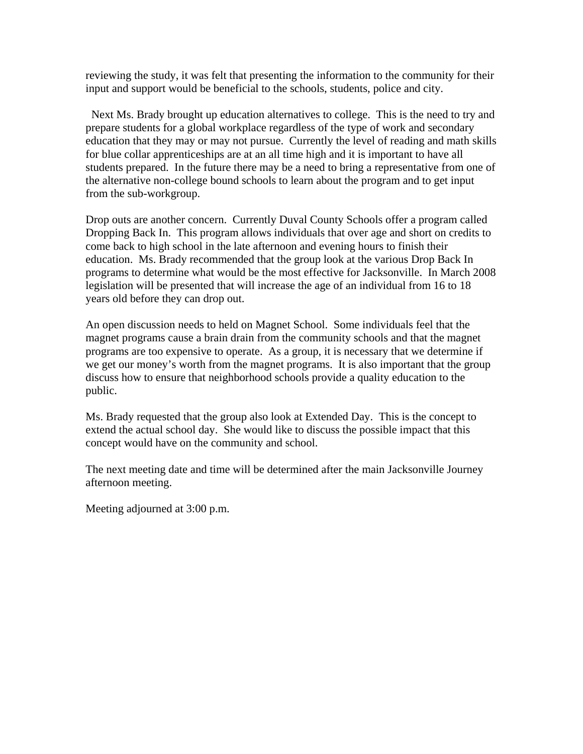reviewing the study, it was felt that presenting the information to the community for their input and support would be beneficial to the schools, students, police and city.

Next Ms. Brady brought up education alternatives to college. This is the need to try and prepare students for a global workplace regardless of the type of work and secondary education that they may or may not pursue. Currently the level of reading and math skills for blue collar apprenticeships are at an all time high and it is important to have all students prepared. In the future there may be a need to bring a representative from one of the alternative non-college bound schools to learn about the program and to get input from the sub-workgroup.

Drop outs are another concern. Currently Duval County Schools offer a program called Dropping Back In. This program allows individuals that over age and short on credits to come back to high school in the late afternoon and evening hours to finish their education. Ms. Brady recommended that the group look at the various Drop Back In programs to determine what would be the most effective for Jacksonville. In March 2008 legislation will be presented that will increase the age of an individual from 16 to 18 years old before they can drop out.

An open discussion needs to held on Magnet School. Some individuals feel that the magnet programs cause a brain drain from the community schools and that the magnet programs are too expensive to operate. As a group, it is necessary that we determine if we get our money's worth from the magnet programs. It is also important that the group discuss how to ensure that neighborhood schools provide a quality education to the public.

Ms. Brady requested that the group also look at Extended Day. This is the concept to extend the actual school day. She would like to discuss the possible impact that this concept would have on the community and school.

The next meeting date and time will be determined after the main Jacksonville Journey afternoon meeting.

Meeting adjourned at 3:00 p.m.